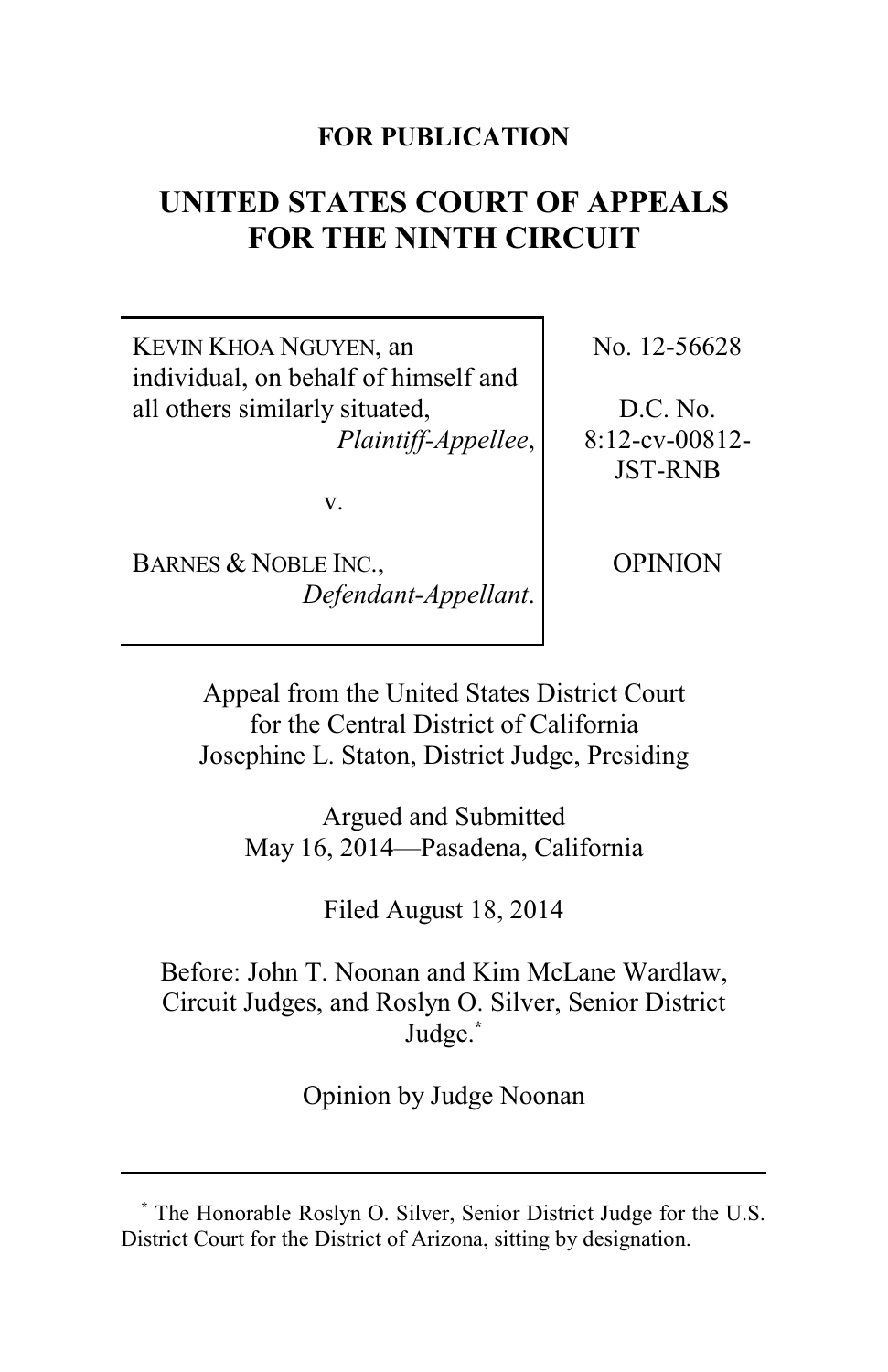**FOR PUBLICATION**

# UNITED STATES COURT OF APPEALS FOR THE NINTH CIRCUIT

| | |
|---|---|
| KEVIN KHOA NGUYEN, an individual, on behalf of himself and all others similarly situated, *Plaintiff-Appellee*, v. BARNES & NOBLE INC., *Defendant-Appellant*. | No. 12-56628 D.C. No. 8:12-cv-00812-JST-RNB OPINION |

Appeal from the United States District Court for the Central District of California
Josephine L. Staton, District Judge, Presiding

Argued and Submitted
May 16, 2014—Pasadena, California

Filed August 18, 2014

Before: John T. Noonan and Kim McLane Wardlaw, Circuit Judges, and Roslyn O. Silver, Senior District Judge.*

Opinion by Judge Noonan

---

\* The Honorable Roslyn O. Silver, Senior District Judge for the U.S. District Court for the District of Arizona, sitting by designation.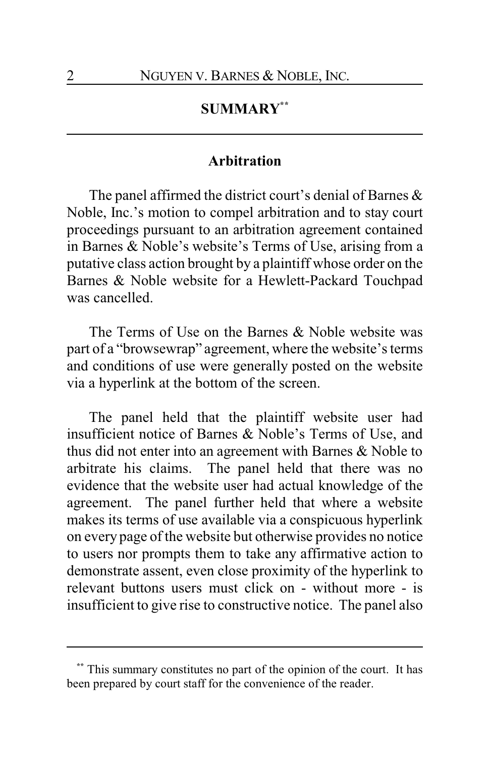## SUMMARY[**]

### Arbitration

The panel affirmed the district court's denial of Barnes & Noble, Inc.'s motion to compel arbitration and to stay court proceedings pursuant to an arbitration agreement contained in Barnes & Noble's website's Terms of Use, arising from a putative class action brought by a plaintiff whose order on the Barnes & Noble website for a Hewlett-Packard Touchpad was cancelled.

The Terms of Use on the Barnes & Noble website was part of a "browsewrap" agreement, where the website's terms and conditions of use were generally posted on the website via a hyperlink at the bottom of the screen.

The panel held that the plaintiff website user had insufficient notice of Barnes & Noble's Terms of Use, and thus did not enter into an agreement with Barnes & Noble to arbitrate his claims. The panel held that there was no evidence that the website user had actual knowledge of the agreement. The panel further held that where a website makes its terms of use available via a conspicuous hyperlink on every page of the website but otherwise provides no notice to users nor prompts them to take any affirmative action to demonstrate assent, even close proximity of the hyperlink to relevant buttons users must click on - without more - is insufficient to give rise to constructive notice. The panel also

[**] This summary constitutes no part of the opinion of the court. It has been prepared by court staff for the convenience of the reader.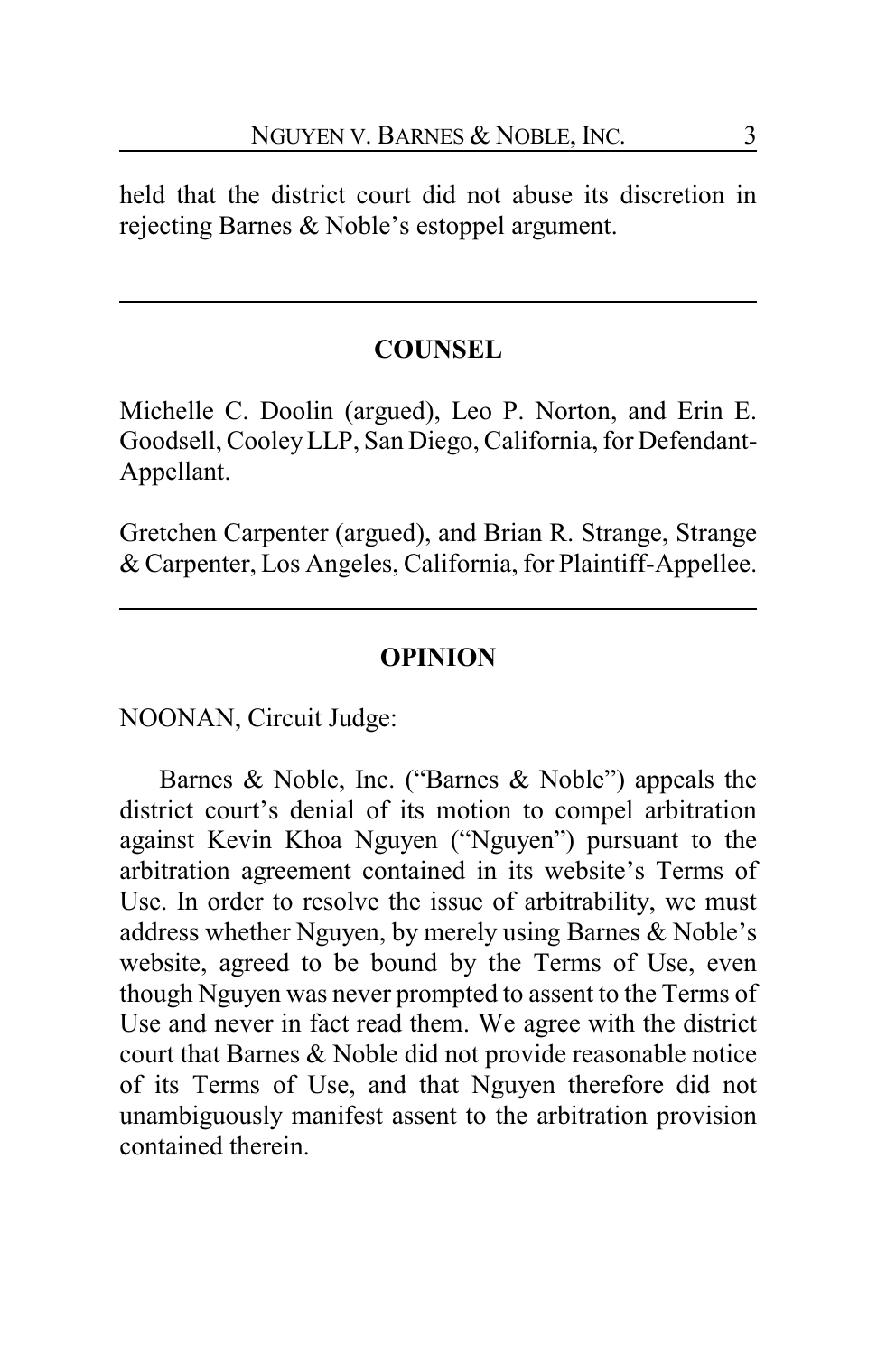held that the district court did not abuse its discretion in rejecting Barnes & Noble's estoppel argument.

---

## COUNSEL

Michelle C. Doolin (argued), Leo P. Norton, and Erin E. Goodsell, Cooley LLP, San Diego, California, for Defendant-Appellant.

Gretchen Carpenter (argued), and Brian R. Strange, Strange & Carpenter, Los Angeles, California, for Plaintiff-Appellee.

---

## OPINION

NOONAN, Circuit Judge:

Barnes & Noble, Inc. ("Barnes & Noble") appeals the district court's denial of its motion to compel arbitration against Kevin Khoa Nguyen ("Nguyen") pursuant to the arbitration agreement contained in its website's Terms of Use. In order to resolve the issue of arbitrability, we must address whether Nguyen, by merely using Barnes & Noble's website, agreed to be bound by the Terms of Use, even though Nguyen was never prompted to assent to the Terms of Use and never in fact read them. We agree with the district court that Barnes & Noble did not provide reasonable notice of its Terms of Use, and that Nguyen therefore did not unambiguously manifest assent to the arbitration provision contained therein.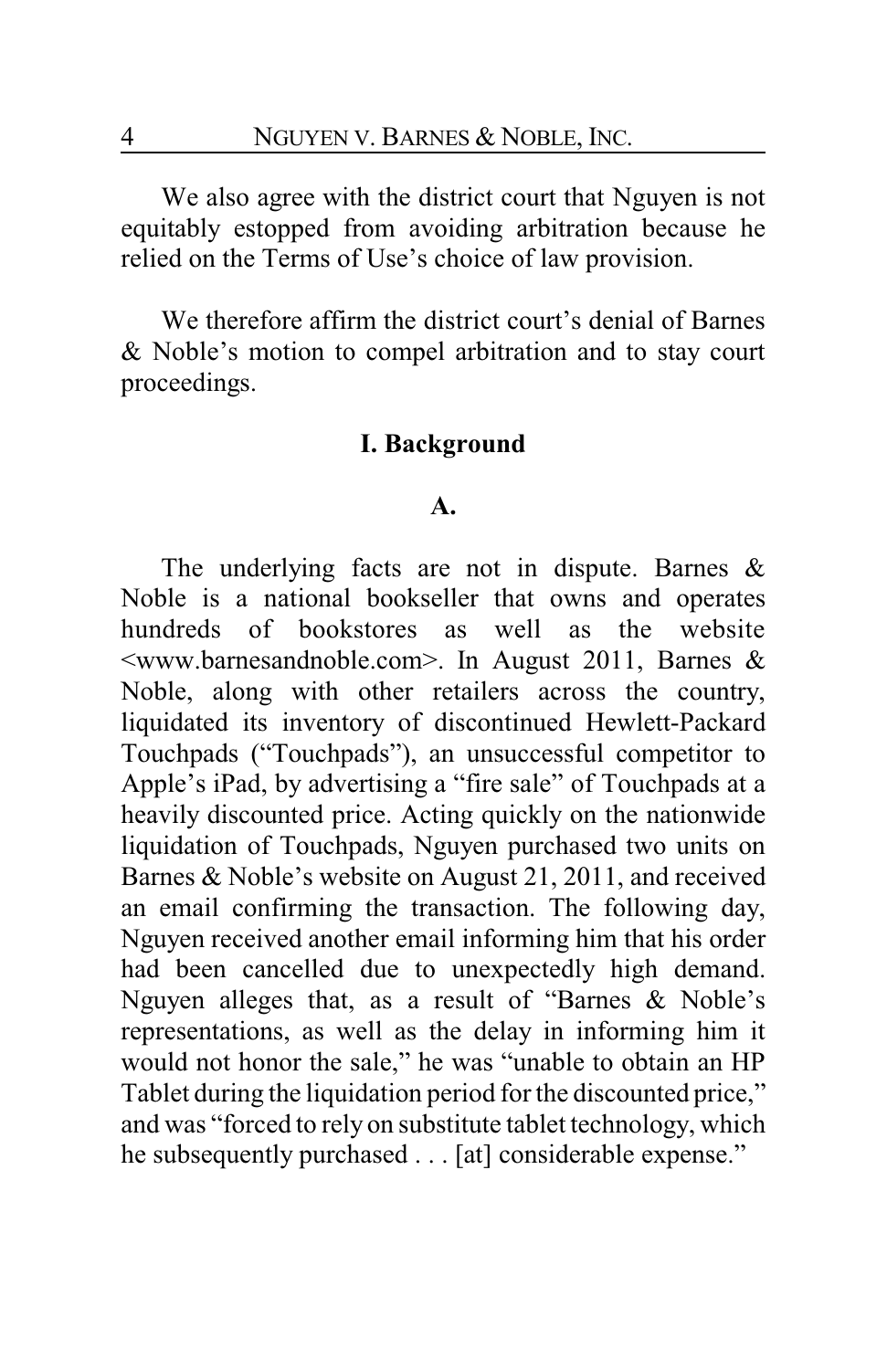We also agree with the district court that Nguyen is not equitably estopped from avoiding arbitration because he relied on the Terms of Use's choice of law provision.

We therefore affirm the district court's denial of Barnes & Noble's motion to compel arbitration and to stay court proceedings.

## I. Background

### A.

The underlying facts are not in dispute. Barnes & Noble is a national bookseller that owns and operates hundreds of bookstores as well as the website <www.barnesandnoble.com>. In August 2011, Barnes & Noble, along with other retailers across the country, liquidated its inventory of discontinued Hewlett-Packard Touchpads ("Touchpads"), an unsuccessful competitor to Apple's iPad, by advertising a "fire sale" of Touchpads at a heavily discounted price. Acting quickly on the nationwide liquidation of Touchpads, Nguyen purchased two units on Barnes & Noble's website on August 21, 2011, and received an email confirming the transaction. The following day, Nguyen received another email informing him that his order had been cancelled due to unexpectedly high demand. Nguyen alleges that, as a result of "Barnes & Noble's representations, as well as the delay in informing him it would not honor the sale," he was "unable to obtain an HP Tablet during the liquidation period for the discounted price," and was "forced to rely on substitute tablet technology, which he subsequently purchased . . . [at] considerable expense."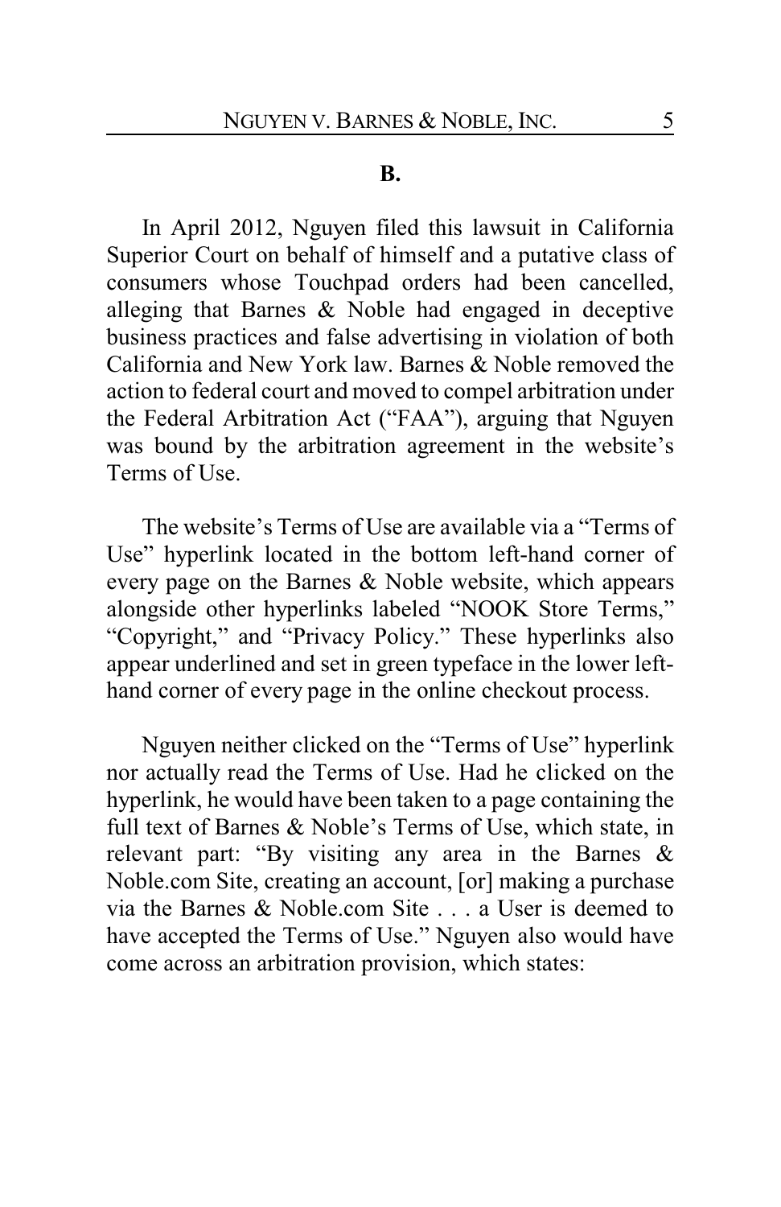**B.**

In April 2012, Nguyen filed this lawsuit in California Superior Court on behalf of himself and a putative class of consumers whose Touchpad orders had been cancelled, alleging that Barnes & Noble had engaged in deceptive business practices and false advertising in violation of both California and New York law. Barnes & Noble removed the action to federal court and moved to compel arbitration under the Federal Arbitration Act ("FAA"), arguing that Nguyen was bound by the arbitration agreement in the website's Terms of Use.

The website's Terms of Use are available via a "Terms of Use" hyperlink located in the bottom left-hand corner of every page on the Barnes & Noble website, which appears alongside other hyperlinks labeled "NOOK Store Terms," "Copyright," and "Privacy Policy." These hyperlinks also appear underlined and set in green typeface in the lower left-hand corner of every page in the online checkout process.

Nguyen neither clicked on the "Terms of Use" hyperlink nor actually read the Terms of Use. Had he clicked on the hyperlink, he would have been taken to a page containing the full text of Barnes & Noble's Terms of Use, which state, in relevant part: "By visiting any area in the Barnes & Noble.com Site, creating an account, [or] making a purchase via the Barnes & Noble.com Site . . . a User is deemed to have accepted the Terms of Use." Nguyen also would have come across an arbitration provision, which states: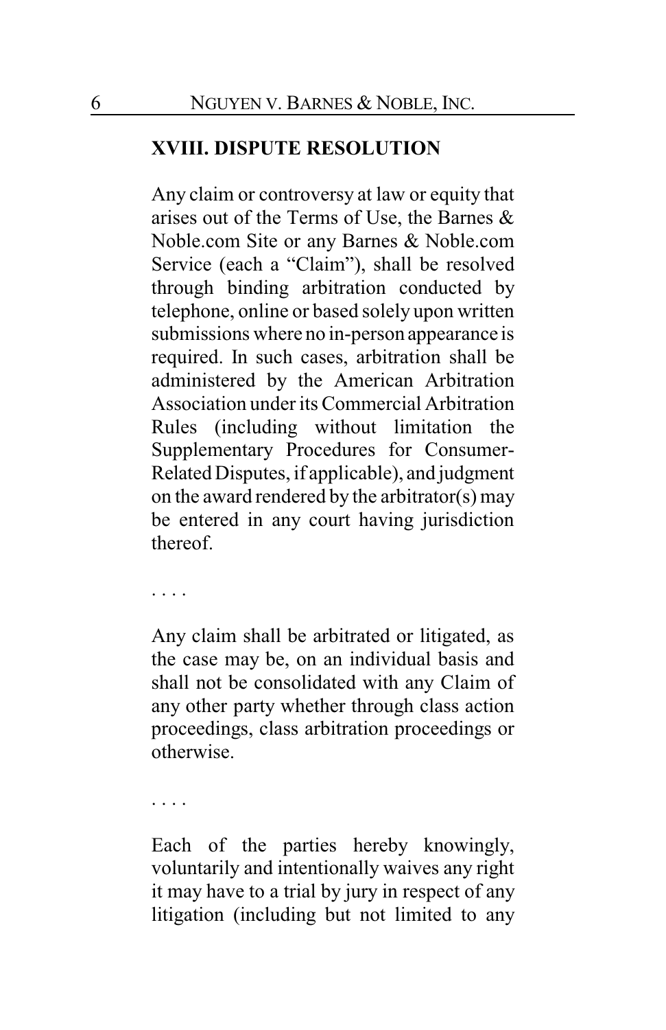**XVIII. DISPUTE RESOLUTION**

Any claim or controversy at law or equity that arises out of the Terms of Use, the Barnes & Noble.com Site or any Barnes & Noble.com Service (each a "Claim"), shall be resolved through binding arbitration conducted by telephone, online or based solely upon written submissions where no in-person appearance is required. In such cases, arbitration shall be administered by the American Arbitration Association under its Commercial Arbitration Rules (including without limitation the Supplementary Procedures for Consumer-Related Disputes, if applicable), and judgment on the award rendered by the arbitrator(s) may be entered in any court having jurisdiction thereof.

. . . .

Any claim shall be arbitrated or litigated, as the case may be, on an individual basis and shall not be consolidated with any Claim of any other party whether through class action proceedings, class arbitration proceedings or otherwise.

. . . .

Each of the parties hereby knowingly, voluntarily and intentionally waives any right it may have to a trial by jury in respect of any litigation (including but not limited to any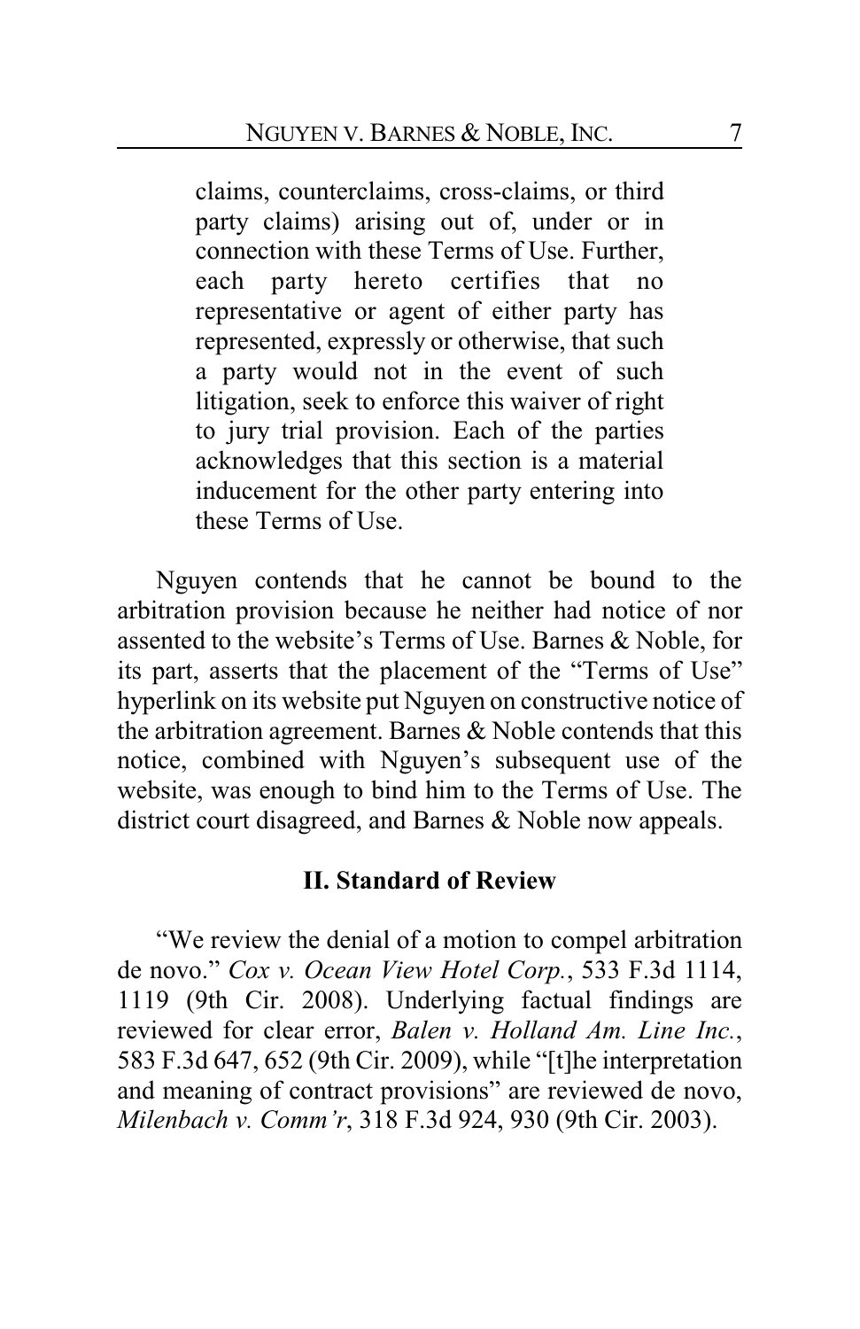> claims, counterclaims, cross-claims, or third party claims) arising out of, under or in connection with these Terms of Use. Further, each party hereto certifies that no representative or agent of either party has represented, expressly or otherwise, that such a party would not in the event of such litigation, seek to enforce this waiver of right to jury trial provision. Each of the parties acknowledges that this section is a material inducement for the other party entering into these Terms of Use.

Nguyen contends that he cannot be bound to the arbitration provision because he neither had notice of nor assented to the website's Terms of Use. Barnes & Noble, for its part, asserts that the placement of the "Terms of Use" hyperlink on its website put Nguyen on constructive notice of the arbitration agreement. Barnes & Noble contends that this notice, combined with Nguyen's subsequent use of the website, was enough to bind him to the Terms of Use. The district court disagreed, and Barnes & Noble now appeals.

## II. Standard of Review

"We review the denial of a motion to compel arbitration de novo." *Cox v. Ocean View Hotel Corp.*, 533 F.3d 1114, 1119 (9th Cir. 2008). Underlying factual findings are reviewed for clear error, *Balen v. Holland Am. Line Inc.*, 583 F.3d 647, 652 (9th Cir. 2009), while "[t]he interpretation and meaning of contract provisions" are reviewed de novo, *Milenbach v. Comm'r*, 318 F.3d 924, 930 (9th Cir. 2003).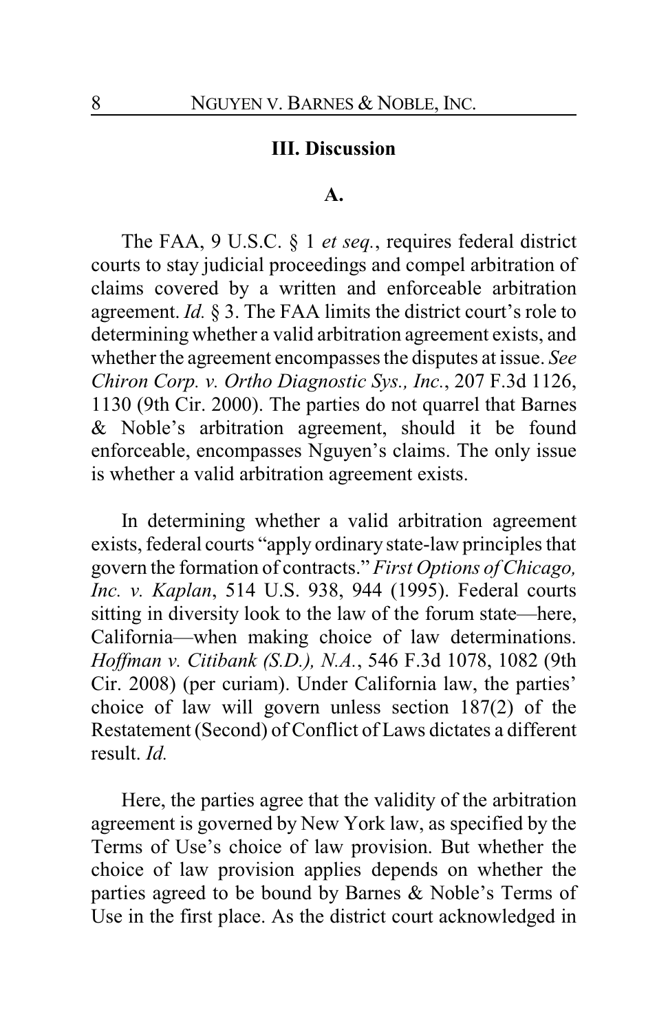## III. Discussion

### A.

The FAA, 9 U.S.C. § 1 *et seq.*, requires federal district courts to stay judicial proceedings and compel arbitration of claims covered by a written and enforceable arbitration agreement. *Id.* § 3. The FAA limits the district court's role to determining whether a valid arbitration agreement exists, and whether the agreement encompasses the disputes at issue. *See Chiron Corp. v. Ortho Diagnostic Sys., Inc.*, 207 F.3d 1126, 1130 (9th Cir. 2000). The parties do not quarrel that Barnes & Noble's arbitration agreement, should it be found enforceable, encompasses Nguyen's claims. The only issue is whether a valid arbitration agreement exists.

In determining whether a valid arbitration agreement exists, federal courts "apply ordinary state-law principles that govern the formation of contracts." *First Options of Chicago, Inc. v. Kaplan*, 514 U.S. 938, 944 (1995). Federal courts sitting in diversity look to the law of the forum state—here, California—when making choice of law determinations. *Hoffman v. Citibank (S.D.), N.A.*, 546 F.3d 1078, 1082 (9th Cir. 2008) (per curiam). Under California law, the parties' choice of law will govern unless section 187(2) of the Restatement (Second) of Conflict of Laws dictates a different result. *Id.*

Here, the parties agree that the validity of the arbitration agreement is governed by New York law, as specified by the Terms of Use's choice of law provision. But whether the choice of law provision applies depends on whether the parties agreed to be bound by Barnes & Noble's Terms of Use in the first place. As the district court acknowledged in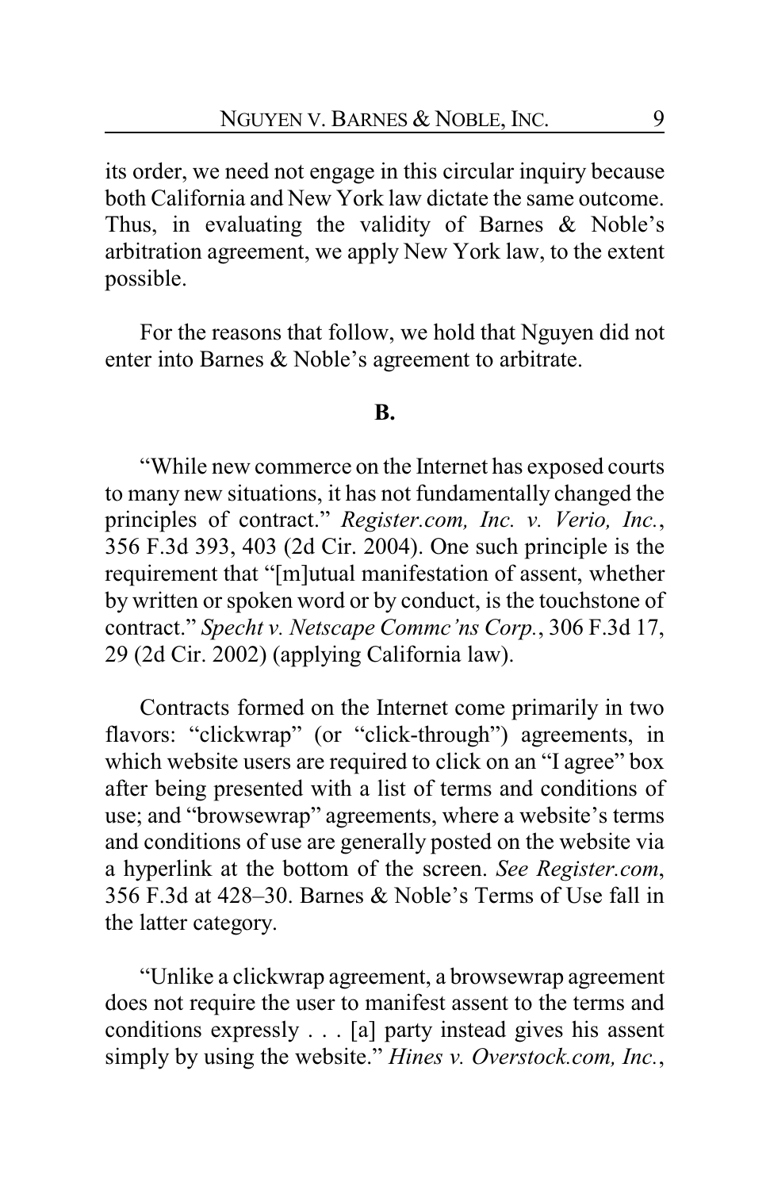its order, we need not engage in this circular inquiry because both California and New York law dictate the same outcome. Thus, in evaluating the validity of Barnes & Noble's arbitration agreement, we apply New York law, to the extent possible.

For the reasons that follow, we hold that Nguyen did not enter into Barnes & Noble's agreement to arbitrate.

**B.**

"While new commerce on the Internet has exposed courts to many new situations, it has not fundamentally changed the principles of contract." *Register.com, Inc. v. Verio, Inc.*, 356 F.3d 393, 403 (2d Cir. 2004). One such principle is the requirement that "[m]utual manifestation of assent, whether by written or spoken word or by conduct, is the touchstone of contract." *Specht v. Netscape Commc'ns Corp.*, 306 F.3d 17, 29 (2d Cir. 2002) (applying California law).

Contracts formed on the Internet come primarily in two flavors: "clickwrap" (or "click-through") agreements, in which website users are required to click on an "I agree" box after being presented with a list of terms and conditions of use; and "browsewrap" agreements, where a website's terms and conditions of use are generally posted on the website via a hyperlink at the bottom of the screen. *See Register.com*, 356 F.3d at 428–30. Barnes & Noble's Terms of Use fall in the latter category.

"Unlike a clickwrap agreement, a browsewrap agreement does not require the user to manifest assent to the terms and conditions expressly . . . [a] party instead gives his assent simply by using the website." *Hines v. Overstock.com, Inc.*,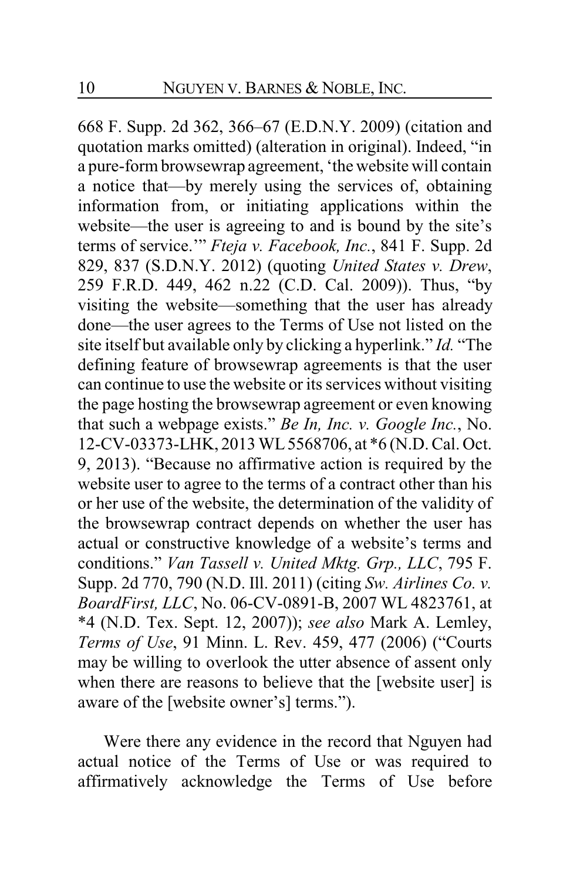668 F. Supp. 2d 362, 366–67 (E.D.N.Y. 2009) (citation and quotation marks omitted) (alteration in original). Indeed, "in a pure-form browsewrap agreement, 'the website will contain a notice that—by merely using the services of, obtaining information from, or initiating applications within the website—the user is agreeing to and is bound by the site's terms of service.'" *Fteja v. Facebook, Inc.*, 841 F. Supp. 2d 829, 837 (S.D.N.Y. 2012) (quoting *United States v. Drew*, 259 F.R.D. 449, 462 n.22 (C.D. Cal. 2009)). Thus, "by visiting the website—something that the user has already done—the user agrees to the Terms of Use not listed on the site itself but available only by clicking a hyperlink." *Id.* "The defining feature of browsewrap agreements is that the user can continue to use the website or its services without visiting the page hosting the browsewrap agreement or even knowing that such a webpage exists." *Be In, Inc. v. Google Inc.*, No. 12-CV-03373-LHK, 2013 WL 5568706, at *6 (N.D. Cal. Oct. 9, 2013). "Because no affirmative action is required by the website user to agree to the terms of a contract other than his or her use of the website, the determination of the validity of the browsewrap contract depends on whether the user has actual or constructive knowledge of a website's terms and conditions." *Van Tassell v. United Mktg. Grp., LLC*, 795 F. Supp. 2d 770, 790 (N.D. Ill. 2011) (citing *Sw. Airlines Co. v. BoardFirst, LLC*, No. 06-CV-0891-B, 2007 WL 4823761, at *4 (N.D. Tex. Sept. 12, 2007)); *see also* Mark A. Lemley, *Terms of Use*, 91 Minn. L. Rev. 459, 477 (2006) ("Courts may be willing to overlook the utter absence of assent only when there are reasons to believe that the [website user] is aware of the [website owner's] terms.").

Were there any evidence in the record that Nguyen had actual notice of the Terms of Use or was required to affirmatively acknowledge the Terms of Use before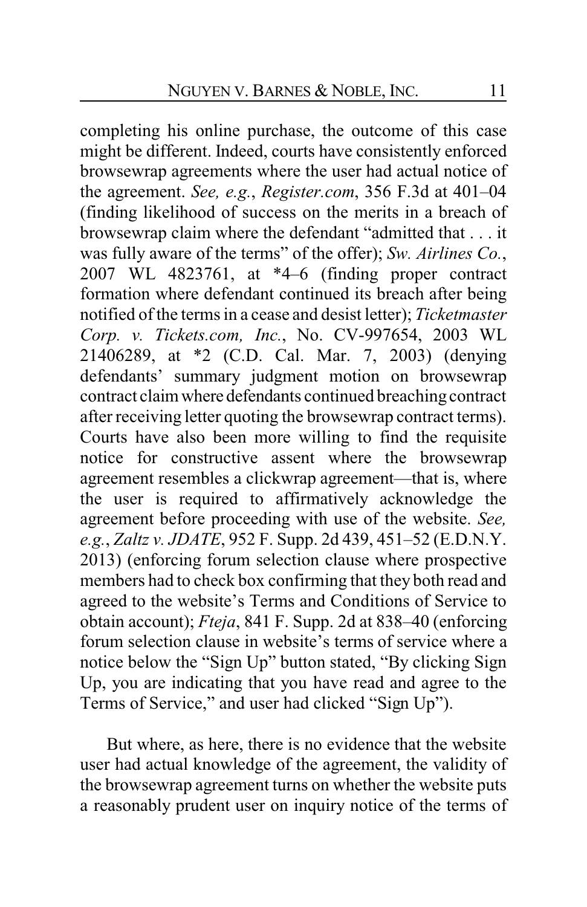completing his online purchase, the outcome of this case might be different. Indeed, courts have consistently enforced browsewrap agreements where the user had actual notice of the agreement. *See, e.g.*, *Register.com*, 356 F.3d at 401–04 (finding likelihood of success on the merits in a breach of browsewrap claim where the defendant "admitted that . . . it was fully aware of the terms" of the offer); *Sw. Airlines Co.*, 2007 WL 4823761, at *4–6 (finding proper contract formation where defendant continued its breach after being notified of the terms in a cease and desist letter); *Ticketmaster Corp. v. Tickets.com, Inc.*, No. CV-997654, 2003 WL 21406289, at *2 (C.D. Cal. Mar. 7, 2003) (denying defendants' summary judgment motion on browsewrap contract claim where defendants continued breaching contract after receiving letter quoting the browsewrap contract terms). Courts have also been more willing to find the requisite notice for constructive assent where the browsewrap agreement resembles a clickwrap agreement—that is, where the user is required to affirmatively acknowledge the agreement before proceeding with use of the website. *See, e.g.*, *Zaltz v. JDATE*, 952 F. Supp. 2d 439, 451–52 (E.D.N.Y. 2013) (enforcing forum selection clause where prospective members had to check box confirming that they both read and agreed to the website's Terms and Conditions of Service to obtain account); *Fteja*, 841 F. Supp. 2d at 838–40 (enforcing forum selection clause in website's terms of service where a notice below the "Sign Up" button stated, "By clicking Sign Up, you are indicating that you have read and agree to the Terms of Service," and user had clicked "Sign Up").

But where, as here, there is no evidence that the website user had actual knowledge of the agreement, the validity of the browsewrap agreement turns on whether the website puts a reasonably prudent user on inquiry notice of the terms of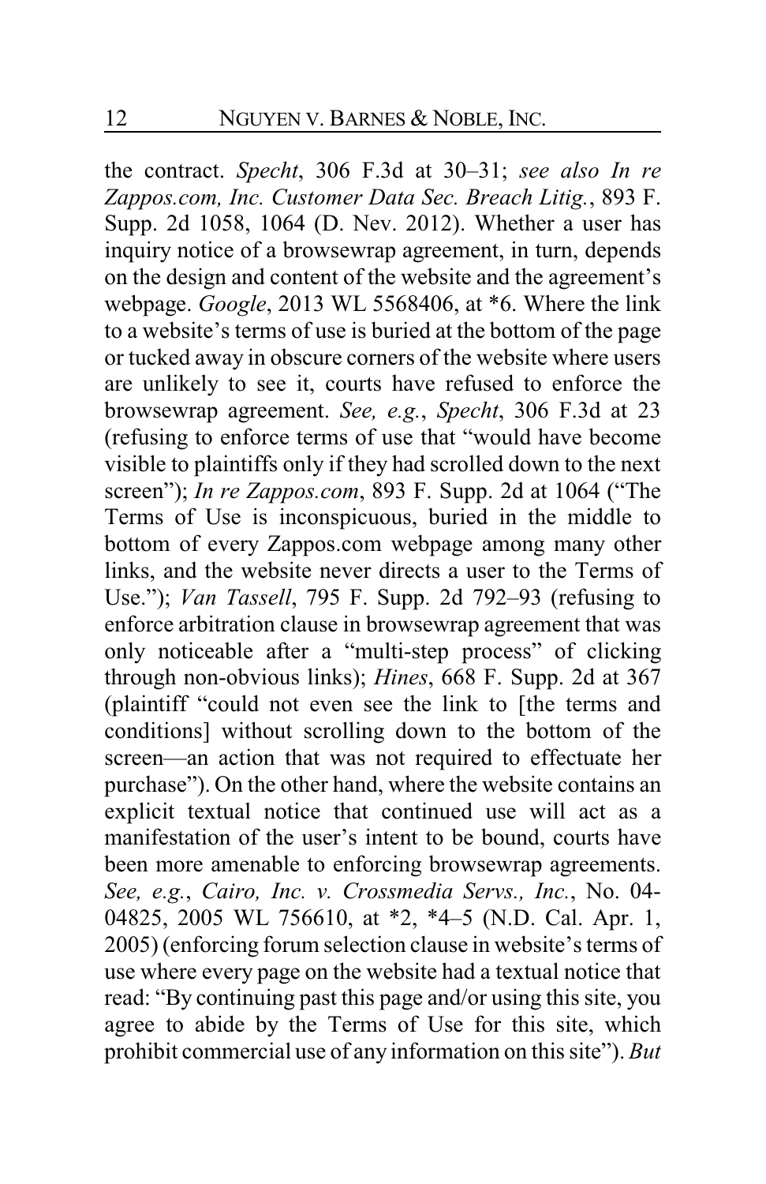the contract. *Specht*, 306 F.3d at 30–31; *see also In re Zappos.com, Inc. Customer Data Sec. Breach Litig.*, 893 F. Supp. 2d 1058, 1064 (D. Nev. 2012). Whether a user has inquiry notice of a browsewrap agreement, in turn, depends on the design and content of the website and the agreement's webpage. *Google*, 2013 WL 5568406, at *6. Where the link to a website's terms of use is buried at the bottom of the page or tucked away in obscure corners of the website where users are unlikely to see it, courts have refused to enforce the browsewrap agreement. *See, e.g.*, *Specht*, 306 F.3d at 23 (refusing to enforce terms of use that "would have become visible to plaintiffs only if they had scrolled down to the next screen"); *In re Zappos.com*, 893 F. Supp. 2d at 1064 ("The Terms of Use is inconspicuous, buried in the middle to bottom of every Zappos.com webpage among many other links, and the website never directs a user to the Terms of Use."); *Van Tassell*, 795 F. Supp. 2d 792–93 (refusing to enforce arbitration clause in browsewrap agreement that was only noticeable after a "multi-step process" of clicking through non-obvious links); *Hines*, 668 F. Supp. 2d at 367 (plaintiff "could not even see the link to [the terms and conditions] without scrolling down to the bottom of the screen—an action that was not required to effectuate her purchase"). On the other hand, where the website contains an explicit textual notice that continued use will act as a manifestation of the user's intent to be bound, courts have been more amenable to enforcing browsewrap agreements. *See, e.g.*, *Cairo, Inc. v. Crossmedia Servs., Inc.*, No. 04-04825, 2005 WL 756610, at *2, *4–5 (N.D. Cal. Apr. 1, 2005) (enforcing forum selection clause in website's terms of use where every page on the website had a textual notice that read: "By continuing past this page and/or using this site, you agree to abide by the Terms of Use for this site, which prohibit commercial use of any information on this site"). *But*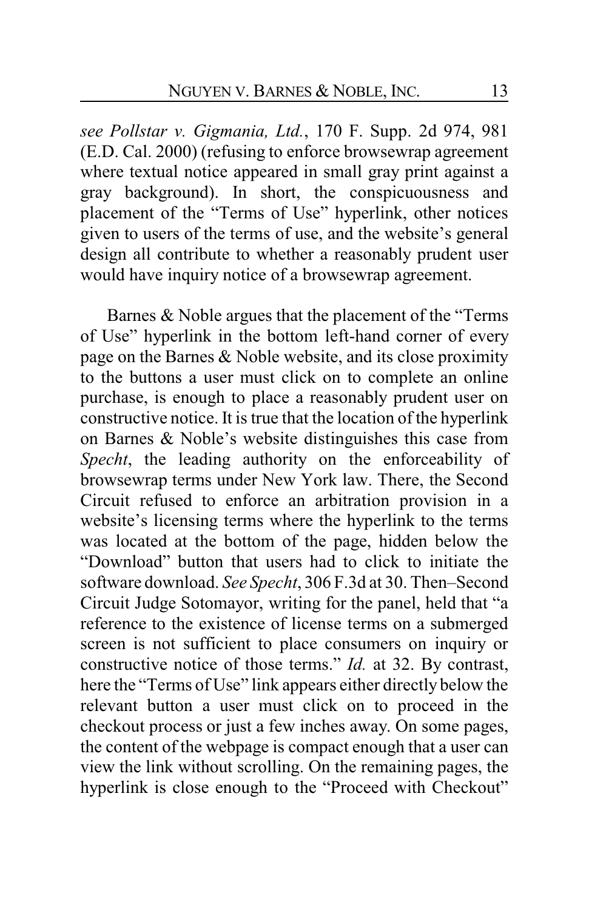*see Pollstar v. Gigmania, Ltd.*, 170 F. Supp. 2d 974, 981 (E.D. Cal. 2000) (refusing to enforce browsewrap agreement where textual notice appeared in small gray print against a gray background). In short, the conspicuousness and placement of the "Terms of Use" hyperlink, other notices given to users of the terms of use, and the website's general design all contribute to whether a reasonably prudent user would have inquiry notice of a browsewrap agreement.

Barnes & Noble argues that the placement of the "Terms of Use" hyperlink in the bottom left-hand corner of every page on the Barnes & Noble website, and its close proximity to the buttons a user must click on to complete an online purchase, is enough to place a reasonably prudent user on constructive notice. It is true that the location of the hyperlink on Barnes & Noble's website distinguishes this case from *Specht*, the leading authority on the enforceability of browsewrap terms under New York law. There, the Second Circuit refused to enforce an arbitration provision in a website's licensing terms where the hyperlink to the terms was located at the bottom of the page, hidden below the "Download" button that users had to click to initiate the software download. *See Specht*, 306 F.3d at 30. Then–Second Circuit Judge Sotomayor, writing for the panel, held that "a reference to the existence of license terms on a submerged screen is not sufficient to place consumers on inquiry or constructive notice of those terms." *Id.* at 32. By contrast, here the "Terms of Use" link appears either directly below the relevant button a user must click on to proceed in the checkout process or just a few inches away. On some pages, the content of the webpage is compact enough that a user can view the link without scrolling. On the remaining pages, the hyperlink is close enough to the "Proceed with Checkout"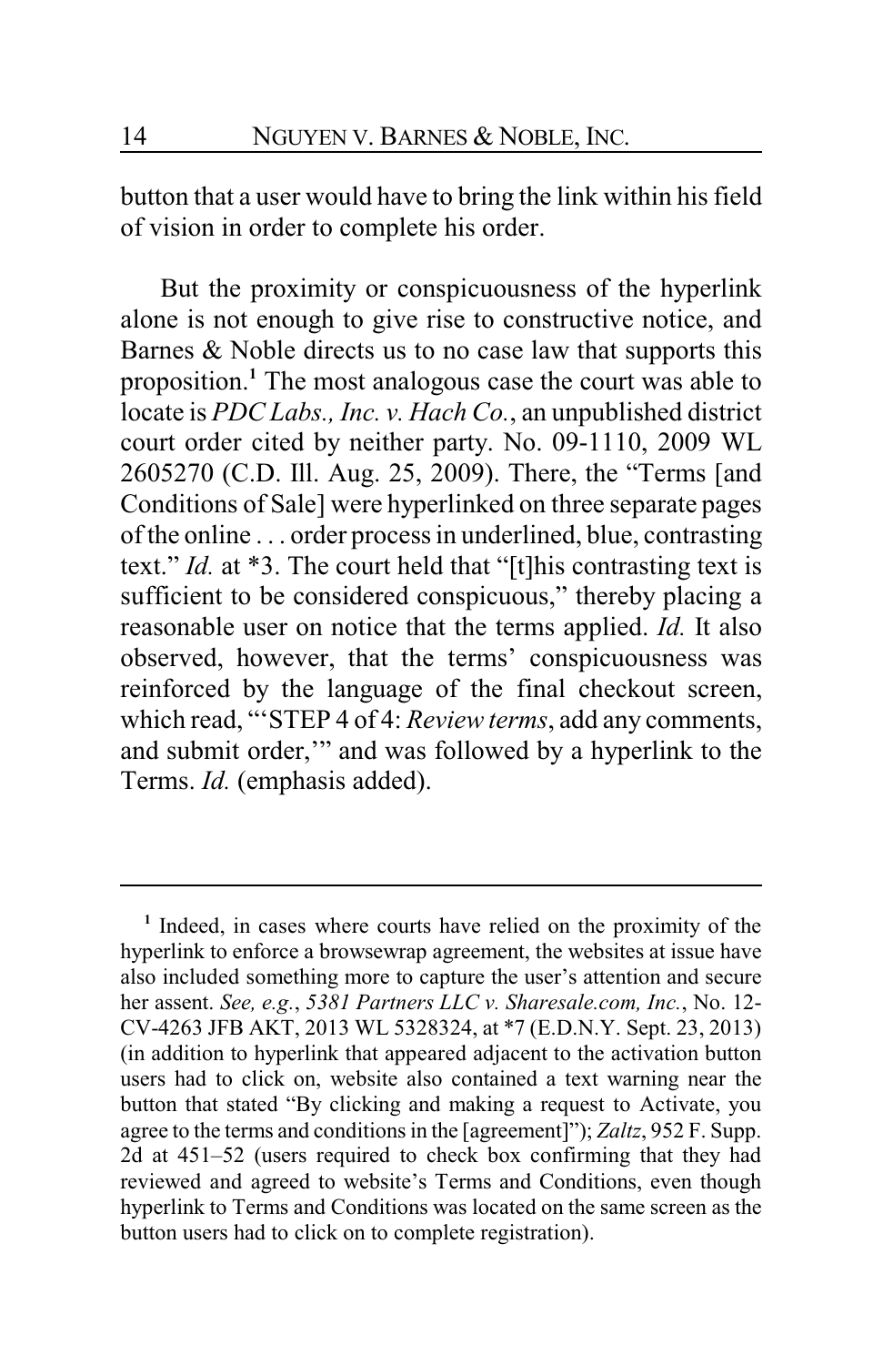button that a user would have to bring the link within his field of vision in order to complete his order.

But the proximity or conspicuousness of the hyperlink alone is not enough to give rise to constructive notice, and Barnes & Noble directs us to no case law that supports this proposition.[1] The most analogous case the court was able to locate is *PDC Labs., Inc. v. Hach Co.*, an unpublished district court order cited by neither party. No. 09-1110, 2009 WL 2605270 (C.D. Ill. Aug. 25, 2009). There, the "Terms [and Conditions of Sale] were hyperlinked on three separate pages of the online . . . order process in underlined, blue, contrasting text." *Id.* at *3. The court held that "[t]his contrasting text is sufficient to be considered conspicuous," thereby placing a reasonable user on notice that the terms applied. *Id.* It also observed, however, that the terms' conspicuousness was reinforced by the language of the final checkout screen, which read, "'STEP 4 of 4: *Review terms*, add any comments, and submit order,'" and was followed by a hyperlink to the Terms. *Id.* (emphasis added).

---

[1] Indeed, in cases where courts have relied on the proximity of the hyperlink to enforce a browsewrap agreement, the websites at issue have also included something more to capture the user's attention and secure her assent. *See, e.g.*, *5381 Partners LLC v. Sharesale.com, Inc.*, No. 12-CV-4263 JFB AKT, 2013 WL 5328324, at *7 (E.D.N.Y. Sept. 23, 2013) (in addition to hyperlink that appeared adjacent to the activation button users had to click on, website also contained a text warning near the button that stated "By clicking and making a request to Activate, you agree to the terms and conditions in the [agreement]"); *Zaltz*, 952 F. Supp. 2d at 451–52 (users required to check box confirming that they had reviewed and agreed to website's Terms and Conditions, even though hyperlink to Terms and Conditions was located on the same screen as the button users had to click on to complete registration).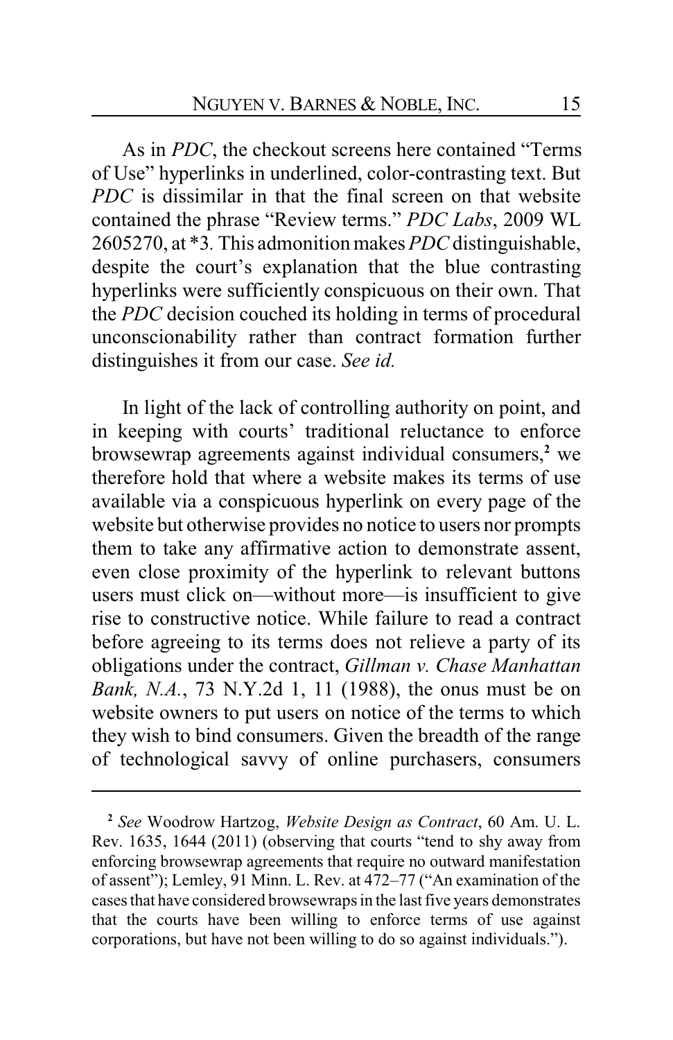As in *PDC*, the checkout screens here contained "Terms of Use" hyperlinks in underlined, color-contrasting text. But *PDC* is dissimilar in that the final screen on that website contained the phrase "Review terms." *PDC Labs*, 2009 WL 2605270, at *3. This admonition makes *PDC* distinguishable, despite the court's explanation that the blue contrasting hyperlinks were sufficiently conspicuous on their own. That the *PDC* decision couched its holding in terms of procedural unconscionability rather than contract formation further distinguishes it from our case. *See id.*

In light of the lack of controlling authority on point, and in keeping with courts' traditional reluctance to enforce browsewrap agreements against individual consumers,[2] we therefore hold that where a website makes its terms of use available via a conspicuous hyperlink on every page of the website but otherwise provides no notice to users nor prompts them to take any affirmative action to demonstrate assent, even close proximity of the hyperlink to relevant buttons users must click on—without more—is insufficient to give rise to constructive notice. While failure to read a contract before agreeing to its terms does not relieve a party of its obligations under the contract, *Gillman v. Chase Manhattan Bank, N.A.*, 73 N.Y.2d 1, 11 (1988), the onus must be on website owners to put users on notice of the terms to which they wish to bind consumers. Given the breadth of the range of technological savvy of online purchasers, consumers

---

[2] *See* Woodrow Hartzog, *Website Design as Contract*, 60 Am. U. L. Rev. 1635, 1644 (2011) (observing that courts "tend to shy away from enforcing browsewrap agreements that require no outward manifestation of assent"); Lemley, 91 Minn. L. Rev. at 472–77 ("An examination of the cases that have considered browsewraps in the last five years demonstrates that the courts have been willing to enforce terms of use against corporations, but have not been willing to do so against individuals.").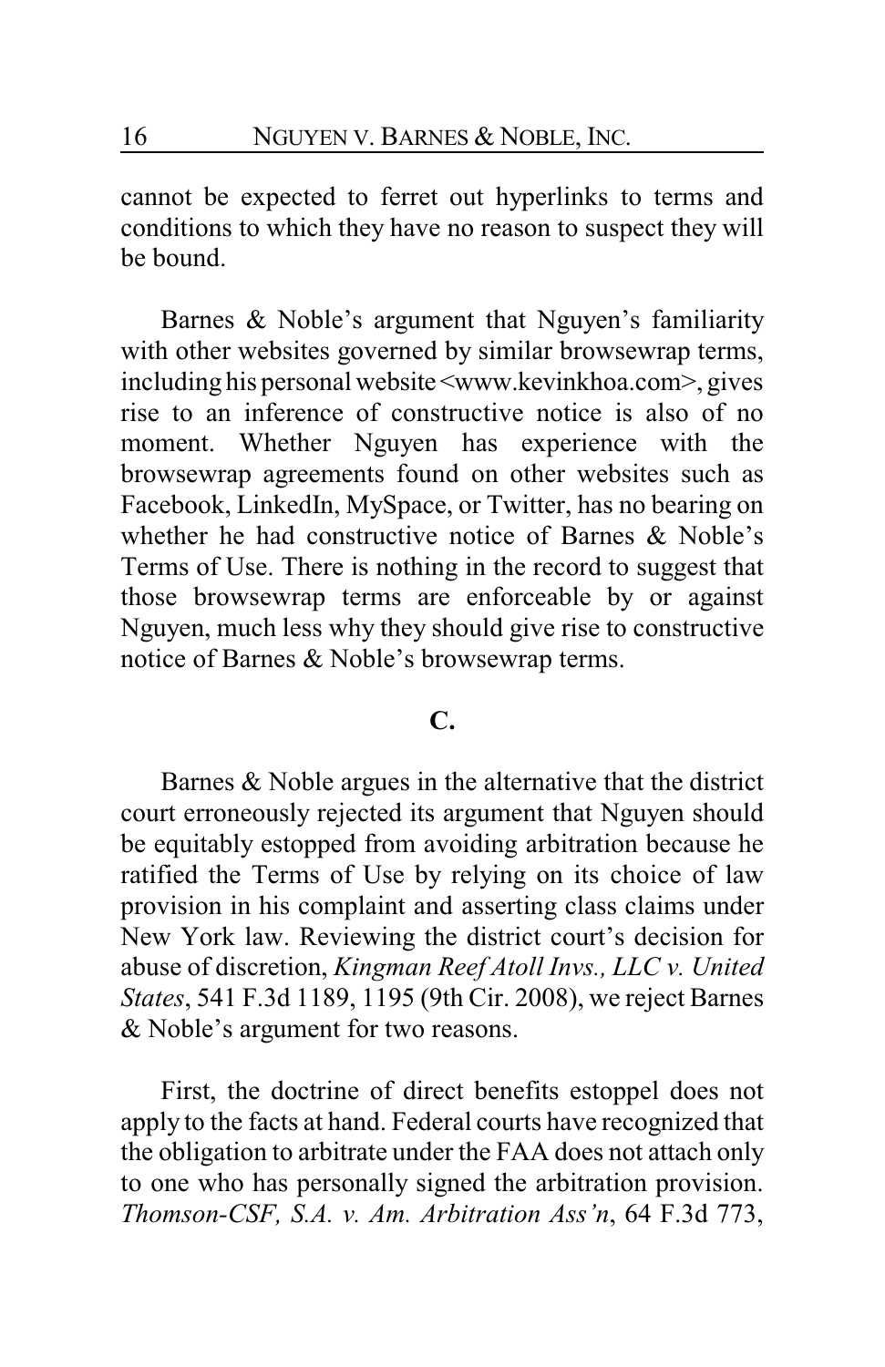cannot be expected to ferret out hyperlinks to terms and conditions to which they have no reason to suspect they will be bound.

Barnes & Noble's argument that Nguyen's familiarity with other websites governed by similar browsewrap terms, including his personal website <www.kevinkhoa.com>, gives rise to an inference of constructive notice is also of no moment. Whether Nguyen has experience with the browsewrap agreements found on other websites such as Facebook, LinkedIn, MySpace, or Twitter, has no bearing on whether he had constructive notice of Barnes & Noble's Terms of Use. There is nothing in the record to suggest that those browsewrap terms are enforceable by or against Nguyen, much less why they should give rise to constructive notice of Barnes & Noble's browsewrap terms.

### C.

Barnes & Noble argues in the alternative that the district court erroneously rejected its argument that Nguyen should be equitably estopped from avoiding arbitration because he ratified the Terms of Use by relying on its choice of law provision in his complaint and asserting class claims under New York law. Reviewing the district court's decision for abuse of discretion, *Kingman Reef Atoll Invs., LLC v. United States*, 541 F.3d 1189, 1195 (9th Cir. 2008), we reject Barnes & Noble's argument for two reasons.

First, the doctrine of direct benefits estoppel does not apply to the facts at hand. Federal courts have recognized that the obligation to arbitrate under the FAA does not attach only to one who has personally signed the arbitration provision. *Thomson-CSF, S.A. v. Am. Arbitration Ass'n*, 64 F.3d 773,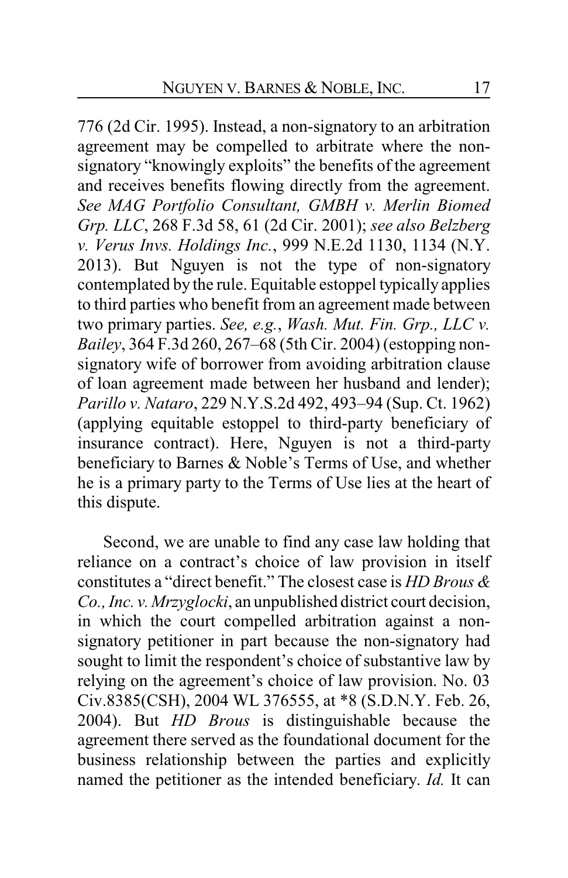776 (2d Cir. 1995). Instead, a non-signatory to an arbitration agreement may be compelled to arbitrate where the non-signatory "knowingly exploits" the benefits of the agreement and receives benefits flowing directly from the agreement. *See MAG Portfolio Consultant, GMBH v. Merlin Biomed Grp. LLC*, 268 F.3d 58, 61 (2d Cir. 2001); *see also Belzberg v. Verus Invs. Holdings Inc.*, 999 N.E.2d 1130, 1134 (N.Y. 2013). But Nguyen is not the type of non-signatory contemplated by the rule. Equitable estoppel typically applies to third parties who benefit from an agreement made between two primary parties. *See, e.g.*, *Wash. Mut. Fin. Grp., LLC v. Bailey*, 364 F.3d 260, 267–68 (5th Cir. 2004) (estopping non-signatory wife of borrower from avoiding arbitration clause of loan agreement made between her husband and lender); *Parillo v. Nataro*, 229 N.Y.S.2d 492, 493–94 (Sup. Ct. 1962) (applying equitable estoppel to third-party beneficiary of insurance contract). Here, Nguyen is not a third-party beneficiary to Barnes & Noble's Terms of Use, and whether he is a primary party to the Terms of Use lies at the heart of this dispute.

Second, we are unable to find any case law holding that reliance on a contract's choice of law provision in itself constitutes a "direct benefit." The closest case is *HD Brous & Co., Inc. v. Mrzyglocki*, an unpublished district court decision, in which the court compelled arbitration against a non-signatory petitioner in part because the non-signatory had sought to limit the respondent's choice of substantive law by relying on the agreement's choice of law provision. No. 03 Civ.8385(CSH), 2004 WL 376555, at *8 (S.D.N.Y. Feb. 26, 2004). But *HD Brous* is distinguishable because the agreement there served as the foundational document for the business relationship between the parties and explicitly named the petitioner as the intended beneficiary. *Id.* It can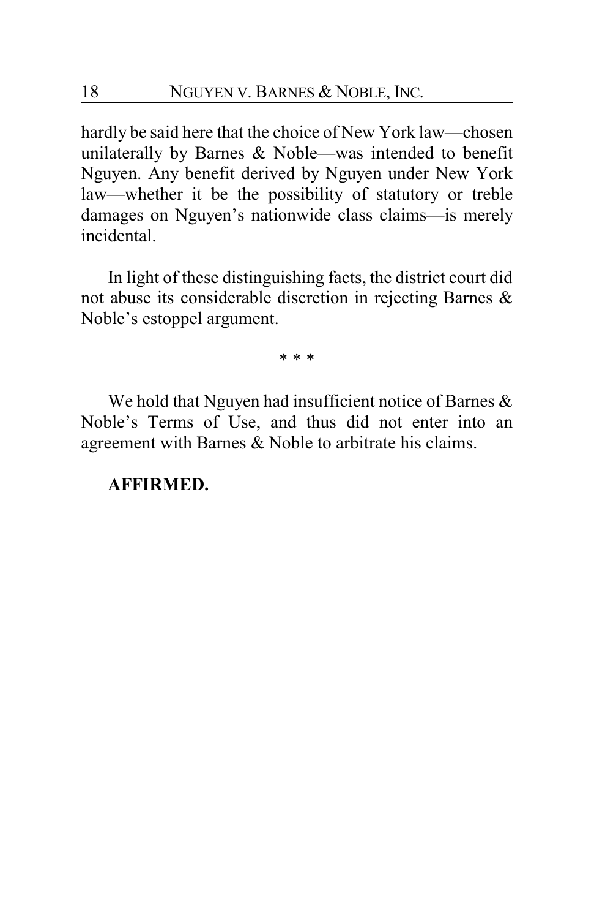hardly be said here that the choice of New York law—chosen unilaterally by Barnes & Noble—was intended to benefit Nguyen. Any benefit derived by Nguyen under New York law—whether it be the possibility of statutory or treble damages on Nguyen's nationwide class claims—is merely incidental.

In light of these distinguishing facts, the district court did not abuse its considerable discretion in rejecting Barnes & Noble's estoppel argument.

\* \* \*

We hold that Nguyen had insufficient notice of Barnes & Noble's Terms of Use, and thus did not enter into an agreement with Barnes & Noble to arbitrate his claims.

**AFFIRMED.**